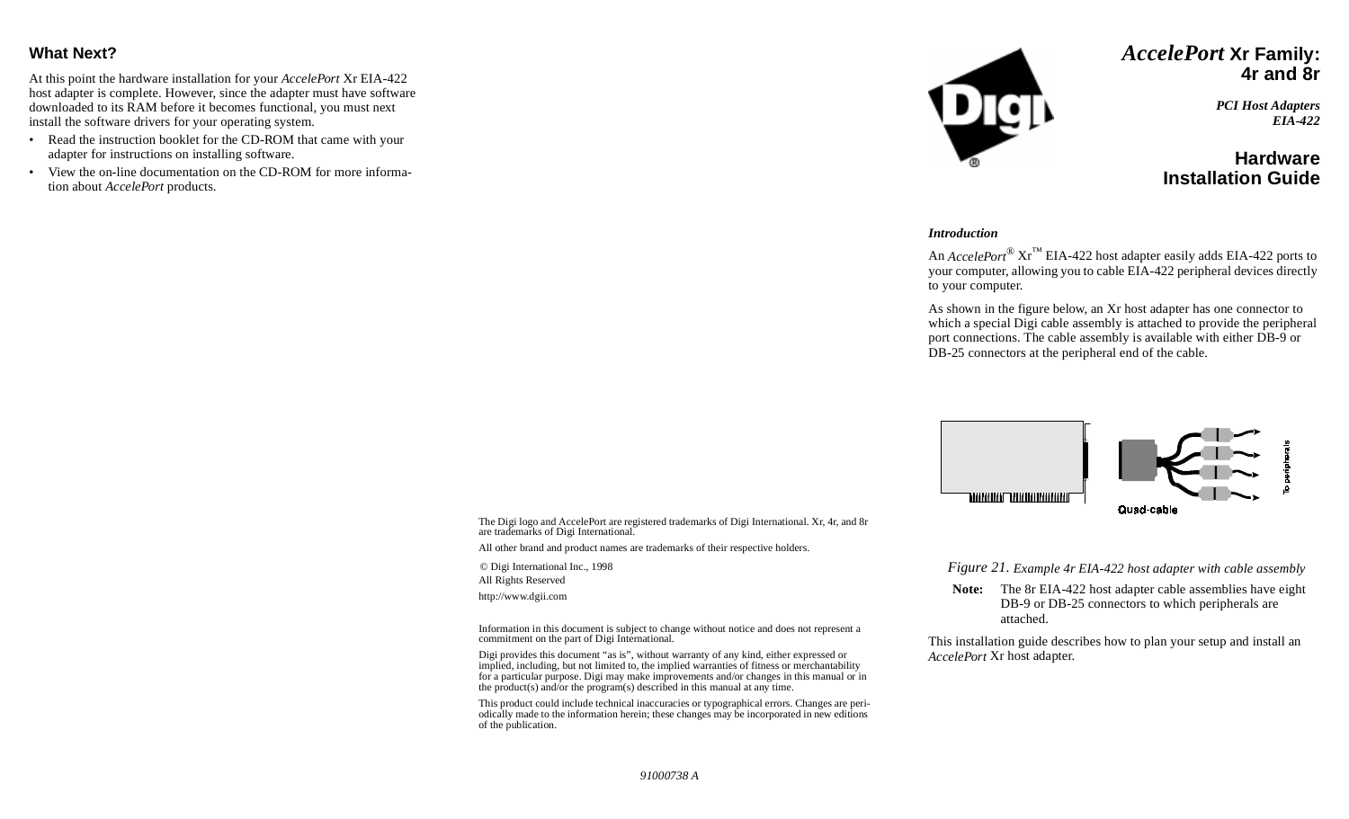# *AccelePort* Xr Family: 4r and 8r

***PCI Host Adapters***
***EIA-422***

## Hardware Installation Guide

### *Introduction*

An *AccelePort*® Xr™ EIA-422 host adapter easily adds EIA-422 ports to your computer, allowing you to cable EIA-422 peripheral devices directly to your computer.

As shown in the figure below, an Xr host adapter has one connector to which a special Digi cable assembly is attached to provide the peripheral port connections. The cable assembly is available with either DB-9 or DB-25 connectors at the peripheral end of the cable.

Quad-cable

To peripherals

Figure 21. *Example 4r EIA-422 host adapter with cable assembly*

**Note:** The 8r EIA-422 host adapter cable assemblies have eight DB-9 or DB-25 connectors to which peripherals are attached.

This installation guide describes how to plan your setup and install an *AccelePort* Xr host adapter.

## What Next?

At this point the hardware installation for your *AccelePort* Xr EIA-422 host adapter is complete. However, since the adapter must have software downloaded to its RAM before it becomes functional, you must next install the software drivers for your operating system.

- Read the instruction booklet for the CD-ROM that came with your adapter for instructions on installing software.
- View the on-line documentation on the CD-ROM for more information about *AccelePort* products.

The Digi logo and AccelePort are registered trademarks of Digi International. Xr, 4r, and 8r are trademarks of Digi International.

All other brand and product names are trademarks of their respective holders.

© Digi International Inc., 1998
All Rights Reserved

http://www.dgii.com

Information in this document is subject to change without notice and does not represent a commitment on the part of Digi International.

Digi provides this document "as is", without warranty of any kind, either expressed or implied, including, but not limited to, the implied warranties of fitness or merchantability for a particular purpose. Digi may make improvements and/or changes in this manual or in the product(s) and/or the program(s) described in this manual at any time.

This product could include technical inaccuracies or typographical errors. Changes are periodically made to the information herein; these changes may be incorporated in new editions of the publication.

*91000738 A*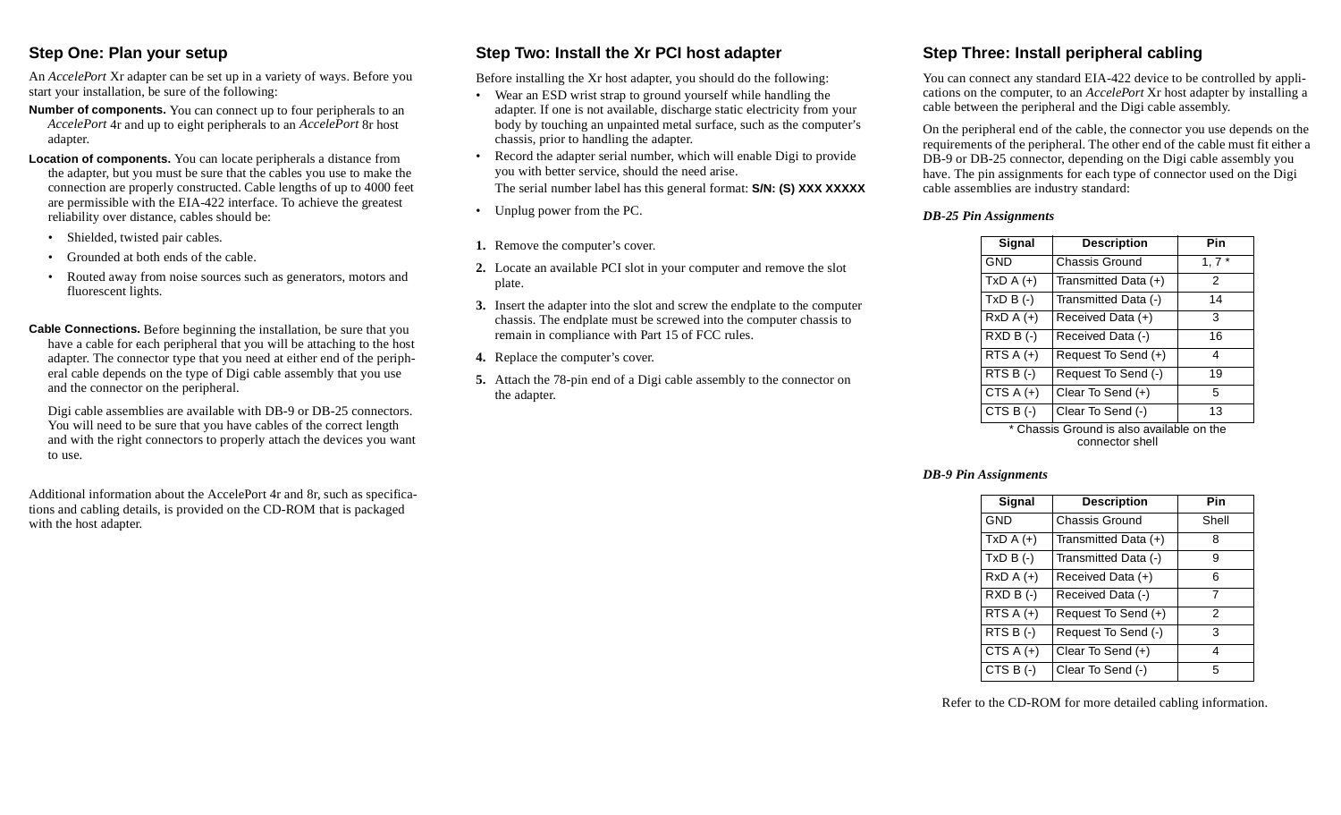## Step One: Plan your setup

An *AccelePort* Xr adapter can be set up in a variety of ways. Before you start your installation, be sure of the following:

**Number of components.** You can connect up to four peripherals to an *AccelePort* 4r and up to eight peripherals to an *AccelePort* 8r host adapter.

**Location of components.** You can locate peripherals a distance from the adapter, but you must be sure that the cables you use to make the connection are properly constructed. Cable lengths of up to 4000 feet are permissible with the EIA-422 interface. To achieve the greatest reliability over distance, cables should be:

- Shielded, twisted pair cables.
- Grounded at both ends of the cable.
- Routed away from noise sources such as generators, motors and fluorescent lights.

**Cable Connections.** Before beginning the installation, be sure that you have a cable for each peripheral that you will be attaching to the host adapter. The connector type that you need at either end of the peripheral cable depends on the type of Digi cable assembly that you use and the connector on the peripheral.

Digi cable assemblies are available with DB-9 or DB-25 connectors. You will need to be sure that you have cables of the correct length and with the right connectors to properly attach the devices you want to use.

Additional information about the AccelePort 4r and 8r, such as specifications and cabling details, is provided on the CD-ROM that is packaged with the host adapter.

## Step Two: Install the Xr PCI host adapter

Before installing the Xr host adapter, you should do the following:

- Wear an ESD wrist strap to ground yourself while handling the adapter. If one is not available, discharge static electricity from your body by touching an unpainted metal surface, such as the computer's chassis, prior to handling the adapter.
- Record the adapter serial number, which will enable Digi to provide you with better service, should the need arise.
  The serial number label has this general format: **S/N: (S) XXX XXXXX**
- Unplug power from the PC.

1. Remove the computer's cover.
2. Locate an available PCI slot in your computer and remove the slot plate.
3. Insert the adapter into the slot and screw the endplate to the computer chassis. The endplate must be screwed into the computer chassis to remain in compliance with Part 15 of FCC rules.
4. Replace the computer's cover.
5. Attach the 78-pin end of a Digi cable assembly to the connector on the adapter.

## Step Three: Install peripheral cabling

You can connect any standard EIA-422 device to be controlled by applications on the computer, to an *AccelePort* Xr host adapter by installing a cable between the peripheral and the Digi cable assembly.

On the peripheral end of the cable, the connector you use depends on the requirements of the peripheral. The other end of the cable must fit either a DB-9 or DB-25 connector, depending on the Digi cable assembly you have. The pin assignments for each type of connector used on the Digi cable assemblies are industry standard:

***DB-25 Pin Assignments***

| Signal | Description | Pin |
|---|---|---|
| GND | Chassis Ground | 1, 7 * |
| TxD A (+) | Transmitted Data (+) | 2 |
| TxD B (-) | Transmitted Data (-) | 14 |
| RxD A (+) | Received Data (+) | 3 |
| RXD B (-) | Received Data (-) | 16 |
| RTS A (+) | Request To Send (+) | 4 |
| RTS B (-) | Request To Send (-) | 19 |
| CTS A (+) | Clear To Send (+) | 5 |
| CTS B (-) | Clear To Send (-) | 13 |

* Chassis Ground is also available on the connector shell

***DB-9 Pin Assignments***

| Signal | Description | Pin |
|---|---|---|
| GND | Chassis Ground | Shell |
| TxD A (+) | Transmitted Data (+) | 8 |
| TxD B (-) | Transmitted Data (-) | 9 |
| RxD A (+) | Received Data (+) | 6 |
| RXD B (-) | Received Data (-) | 7 |
| RTS A (+) | Request To Send (+) | 2 |
| RTS B (-) | Request To Send (-) | 3 |
| CTS A (+) | Clear To Send (+) | 4 |
| CTS B (-) | Clear To Send (-) | 5 |

Refer to the CD-ROM for more detailed cabling information.